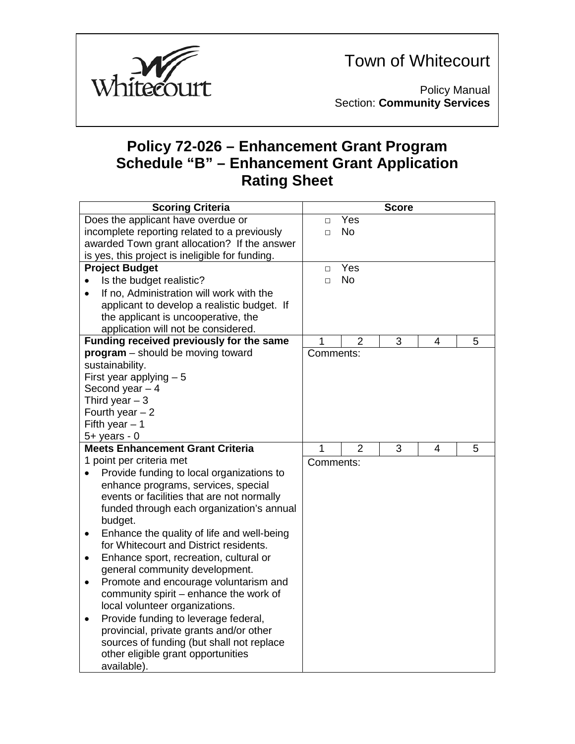Town of Whitecourt

Policy Manual
Section: **Community Services**

# Policy 72-026 – Enhancement Grant Program
# Schedule "B" – Enhancement Grant Application Rating Sheet

| Scoring Criteria | Score | | | | |
|---|---|---|---|---|---|
| Does the applicant have overdue or incomplete reporting related to a previously awarded Town grant allocation? If the answer is yes, this project is ineligible for funding. | □ Yes<br>□ No | | | | |
| **Project Budget**<br>• Is the budget realistic?<br>• If no, Administration will work with the applicant to develop a realistic budget. If the applicant is uncooperative, the application will not be considered. | □ Yes<br>□ No | | | | |
| **Funding received previously for the same program** – should be moving toward sustainability.<br>First year applying – 5<br>Second year – 4<br>Third year – 3<br>Fourth year – 2<br>Fifth year – 1<br>5+ years - 0 | 1 | 2 | 3 | 4 | 5 |
| | Comments: | | | | |
| **Meets Enhancement Grant Criteria**<br>1 point per criteria met<br>• Provide funding to local organizations to enhance programs, services, special events or facilities that are not normally funded through each organization's annual budget.<br>• Enhance the quality of life and well-being for Whitecourt and District residents.<br>• Enhance sport, recreation, cultural or general community development.<br>• Promote and encourage voluntarism and community spirit – enhance the work of local volunteer organizations.<br>• Provide funding to leverage federal, provincial, private grants and/or other sources of funding (but shall not replace other eligible grant opportunities available). | 1 | 2 | 3 | 4 | 5 |
| | Comments: | | | | |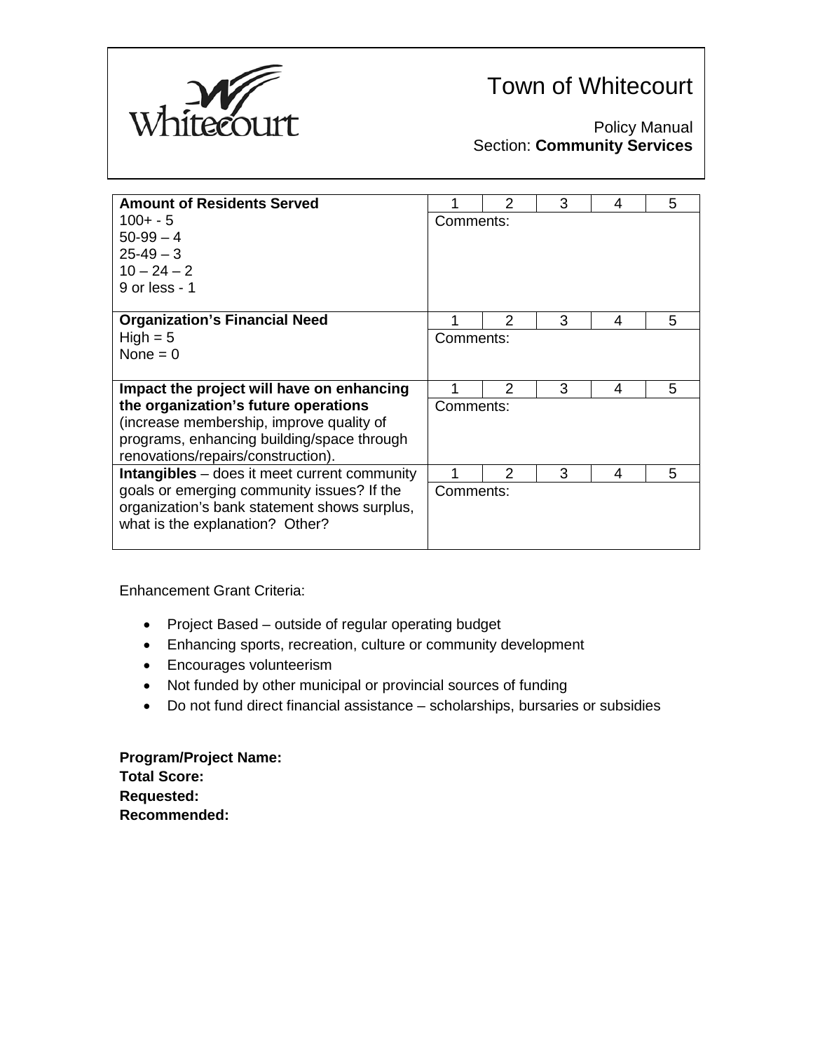| | | | | | |
|---|---|---|---|---|---|
| **Amount of Residents Served** | 1 | 2 | 3 | 4 | 5 |
| 100+ - 5<br>50-99 – 4<br>25-49 – 3<br>10 – 24 – 2<br>9 or less - 1 | Comments: | | | | |
| **Organization's Financial Need** | 1 | 2 | 3 | 4 | 5 |
| High = 5<br>None = 0 | Comments: | | | | |
| **Impact the project will have on enhancing the organization's future operations** (increase membership, improve quality of programs, enhancing building/space through renovations/repairs/construction). | 1 | 2 | 3 | 4 | 5 |
| | Comments: | | | | |
| **Intangibles** – does it meet current community goals or emerging community issues? If the organization's bank statement shows surplus, what is the explanation? Other? | 1 | 2 | 3 | 4 | 5 |
| | Comments: | | | | |

Enhancement Grant Criteria:

- Project Based – outside of regular operating budget
- Enhancing sports, recreation, culture or community development
- Encourages volunteerism
- Not funded by other municipal or provincial sources of funding
- Do not fund direct financial assistance – scholarships, bursaries or subsidies

**Program/Project Name:**
**Total Score:**
**Requested:**
**Recommended:**